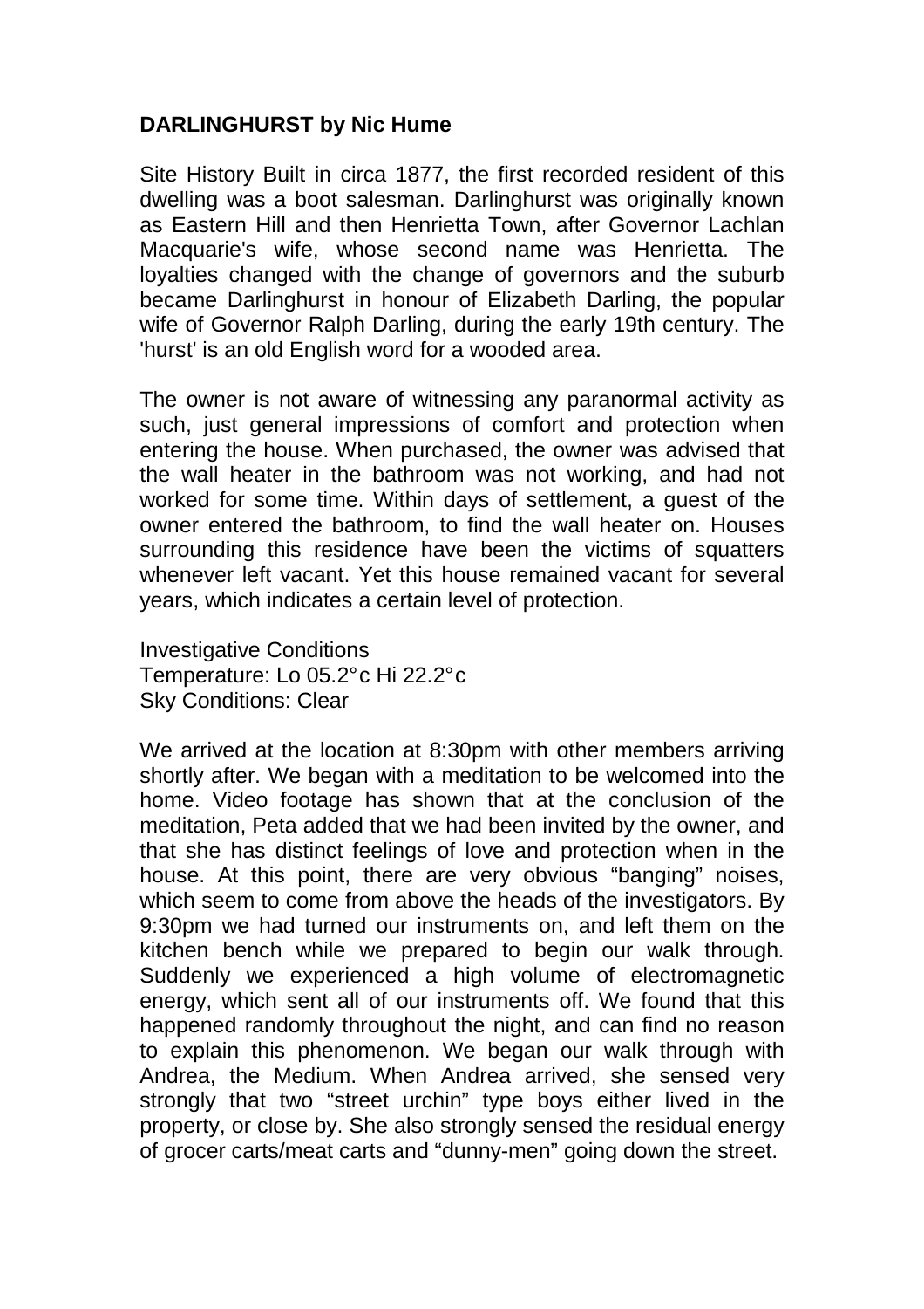**DARLINGHURST by Nic Hume**

Site History Built in circa 1877, the first recorded resident of this dwelling was a boot salesman. Darlinghurst was originally known as Eastern Hill and then Henrietta Town, after Governor Lachlan Macquarie's wife, whose second name was Henrietta. The loyalties changed with the change of governors and the suburb became Darlinghurst in honour of Elizabeth Darling, the popular wife of Governor Ralph Darling, during the early 19th century. The 'hurst' is an old English word for a wooded area.

The owner is not aware of witnessing any paranormal activity as such, just general impressions of comfort and protection when entering the house. When purchased, the owner was advised that the wall heater in the bathroom was not working, and had not worked for some time. Within days of settlement, a guest of the owner entered the bathroom, to find the wall heater on. Houses surrounding this residence have been the victims of squatters whenever left vacant. Yet this house remained vacant for several years, which indicates a certain level of protection.

Investigative Conditions
Temperature: Lo 05.2°c Hi 22.2°c
Sky Conditions: Clear

We arrived at the location at 8:30pm with other members arriving shortly after. We began with a meditation to be welcomed into the home. Video footage has shown that at the conclusion of the meditation, Peta added that we had been invited by the owner, and that she has distinct feelings of love and protection when in the house. At this point, there are very obvious "banging" noises, which seem to come from above the heads of the investigators. By 9:30pm we had turned our instruments on, and left them on the kitchen bench while we prepared to begin our walk through. Suddenly we experienced a high volume of electromagnetic energy, which sent all of our instruments off. We found that this happened randomly throughout the night, and can find no reason to explain this phenomenon. We began our walk through with Andrea, the Medium. When Andrea arrived, she sensed very strongly that two "street urchin" type boys either lived in the property, or close by. She also strongly sensed the residual energy of grocer carts/meat carts and "dunny-men" going down the street.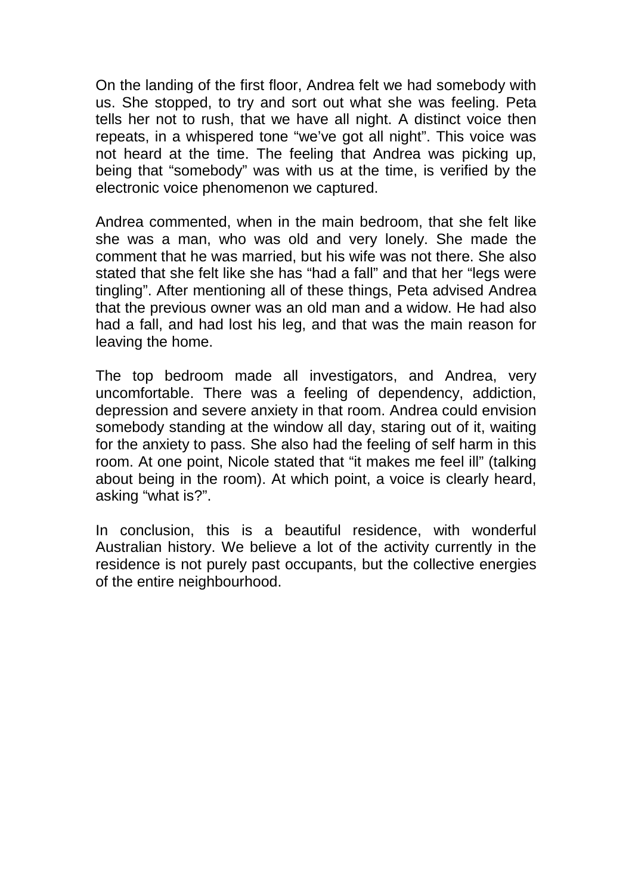On the landing of the first floor, Andrea felt we had somebody with us. She stopped, to try and sort out what she was feeling. Peta tells her not to rush, that we have all night. A distinct voice then repeats, in a whispered tone "we've got all night". This voice was not heard at the time. The feeling that Andrea was picking up, being that "somebody" was with us at the time, is verified by the electronic voice phenomenon we captured.

Andrea commented, when in the main bedroom, that she felt like she was a man, who was old and very lonely. She made the comment that he was married, but his wife was not there. She also stated that she felt like she has "had a fall" and that her "legs were tingling". After mentioning all of these things, Peta advised Andrea that the previous owner was an old man and a widow. He had also had a fall, and had lost his leg, and that was the main reason for leaving the home.

The top bedroom made all investigators, and Andrea, very uncomfortable. There was a feeling of dependency, addiction, depression and severe anxiety in that room. Andrea could envision somebody standing at the window all day, staring out of it, waiting for the anxiety to pass. She also had the feeling of self harm in this room. At one point, Nicole stated that "it makes me feel ill" (talking about being in the room). At which point, a voice is clearly heard, asking "what is?".

In conclusion, this is a beautiful residence, with wonderful Australian history. We believe a lot of the activity currently in the residence is not purely past occupants, but the collective energies of the entire neighbourhood.